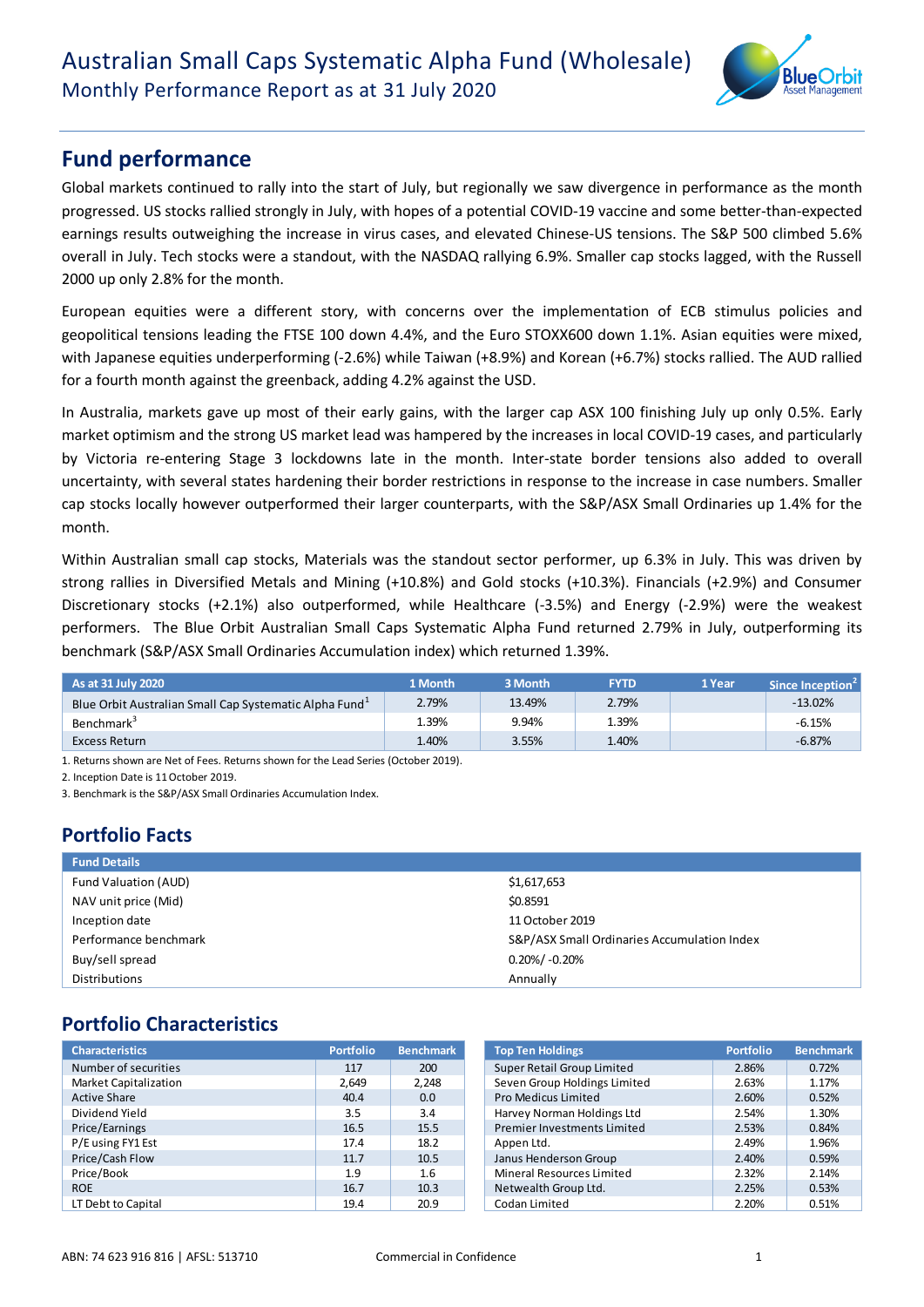# Australian Small Caps Systematic Alpha Fund (Wholesale)

Monthly Performance Report as at 31 July 2020

## Fund performance

Global markets continued to rally into the start of July, but regionally we saw divergence in performance as the month progressed. US stocks rallied strongly in July, with hopes of a potential COVID-19 vaccine and some better-than-expected earnings results outweighing the increase in virus cases, and elevated Chinese-US tensions. The S&P 500 climbed 5.6% overall in July. Tech stocks were a standout, with the NASDAQ rallying 6.9%. Smaller cap stocks lagged, with the Russell 2000 up only 2.8% for the month.

European equities were a different story, with concerns over the implementation of ECB stimulus policies and geopolitical tensions leading the FTSE 100 down 4.4%, and the Euro STOXX600 down 1.1%. Asian equities were mixed, with Japanese equities underperforming (-2.6%) while Taiwan (+8.9%) and Korean (+6.7%) stocks rallied. The AUD rallied for a fourth month against the greenback, adding 4.2% against the USD.

In Australia, markets gave up most of their early gains, with the larger cap ASX 100 finishing July up only 0.5%. Early market optimism and the strong US market lead was hampered by the increases in local COVID-19 cases, and particularly by Victoria re-entering Stage 3 lockdowns late in the month. Inter-state border tensions also added to overall uncertainty, with several states hardening their border restrictions in response to the increase in case numbers. Smaller cap stocks locally however outperformed their larger counterparts, with the S&P/ASX Small Ordinaries up 1.4% for the month.

Within Australian small cap stocks, Materials was the standout sector performer, up 6.3% in July. This was driven by strong rallies in Diversified Metals and Mining (+10.8%) and Gold stocks (+10.3%). Financials (+2.9%) and Consumer Discretionary stocks (+2.1%) also outperformed, while Healthcare (-3.5%) and Energy (-2.9%) were the weakest performers. The Blue Orbit Australian Small Caps Systematic Alpha Fund returned 2.79% in July, outperforming its benchmark (S&P/ASX Small Ordinaries Accumulation index) which returned 1.39%.

| As at 31 July 2020 | 1 Month | 3 Month | FYTD | 1 Year | Since Inception[2] |
|---|---|---|---|---|---|
| Blue Orbit Australian Small Cap Systematic Alpha Fund[1] | 2.79% | 13.49% | 2.79% | | -13.02% |
| Benchmark[3] | 1.39% | 9.94% | 1.39% | | -6.15% |
| Excess Return | 1.40% | 3.55% | 1.40% | | -6.87% |

1. Returns shown are Net of Fees. Returns shown for the Lead Series (October 2019).
2. Inception Date is 11 October 2019.
3. Benchmark is the S&P/ASX Small Ordinaries Accumulation Index.

## Portfolio Facts

| Fund Details | |
|---|---|
| Fund Valuation (AUD) | $1,617,653 |
| NAV unit price (Mid) | $0.8591 |
| Inception date | 11 October 2019 |
| Performance benchmark | S&P/ASX Small Ordinaries Accumulation Index |
| Buy/sell spread | 0.20%/ -0.20% |
| Distributions | Annually |

## Portfolio Characteristics

| Characteristics | Portfolio | Benchmark |
|---|---|---|
| Number of securities | 117 | 200 |
| Market Capitalization | 2,649 | 2,248 |
| Active Share | 40.4 | 0.0 |
| Dividend Yield | 3.5 | 3.4 |
| Price/Earnings | 16.5 | 15.5 |
| P/E using FY1 Est | 17.4 | 18.2 |
| Price/Cash Flow | 11.7 | 10.5 |
| Price/Book | 1.9 | 1.6 |
| ROE | 16.7 | 10.3 |
| LT Debt to Capital | 19.4 | 20.9 |

| Top Ten Holdings | Portfolio | Benchmark |
|---|---|---|
| Super Retail Group Limited | 2.86% | 0.72% |
| Seven Group Holdings Limited | 2.63% | 1.17% |
| Pro Medicus Limited | 2.60% | 0.52% |
| Harvey Norman Holdings Ltd | 2.54% | 1.30% |
| Premier Investments Limited | 2.53% | 0.84% |
| Appen Ltd. | 2.49% | 1.96% |
| Janus Henderson Group | 2.40% | 0.59% |
| Mineral Resources Limited | 2.32% | 2.14% |
| Netwealth Group Ltd. | 2.25% | 0.53% |
| Codan Limited | 2.20% | 0.51% |

ABN: 74 623 916 816 | AFSL: 513710

Commercial in Confidence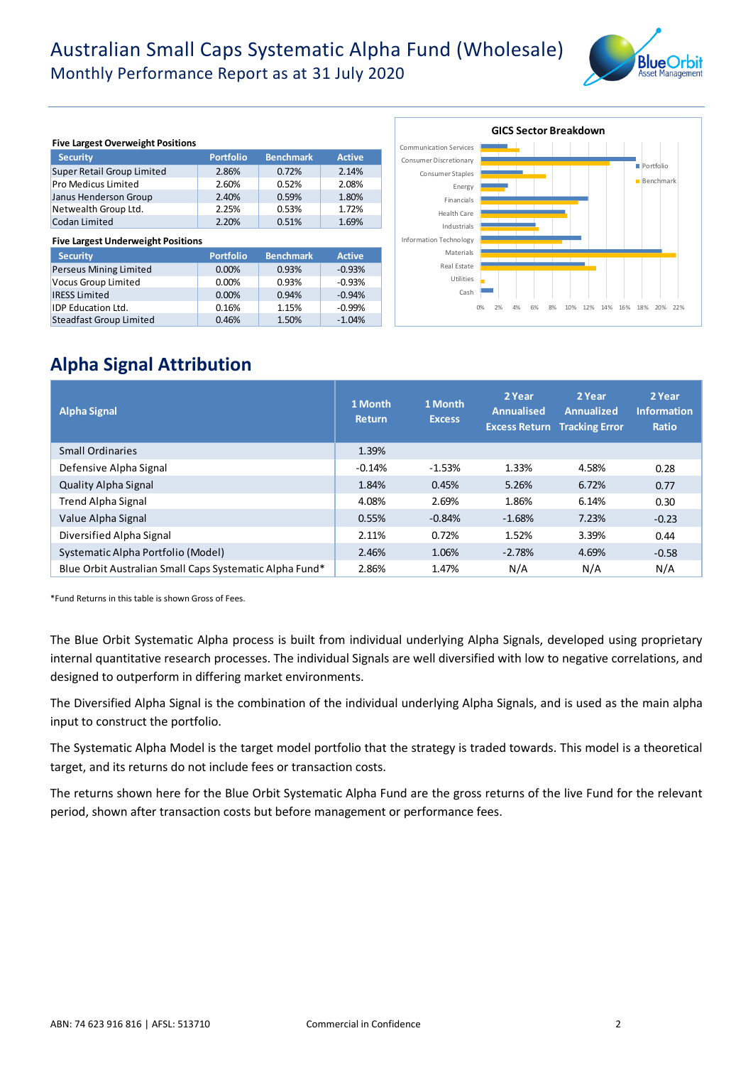# Australian Small Caps Systematic Alpha Fund (Wholesale)

Monthly Performance Report as at 31 July 2020

**Five Largest Overweight Positions**

| Security | Portfolio | Benchmark | Active |
|---|---|---|---|
| Super Retail Group Limited | 2.86% | 0.72% | 2.14% |
| Pro Medicus Limited | 2.60% | 0.52% | 2.08% |
| Janus Henderson Group | 2.40% | 0.59% | 1.80% |
| Netwealth Group Ltd. | 2.25% | 0.53% | 1.72% |
| Codan Limited | 2.20% | 0.51% | 1.69% |

**Five Largest Underweight Positions**

| Security | Portfolio | Benchmark | Active |
|---|---|---|---|
| Perseus Mining Limited | 0.00% | 0.93% | -0.93% |
| Vocus Group Limited | 0.00% | 0.93% | -0.93% |
| IRESS Limited | 0.00% | 0.94% | -0.94% |
| IDP Education Ltd. | 0.16% | 1.15% | -0.99% |
| Steadfast Group Limited | 0.46% | 1.50% | -1.04% |

**GICS Sector Breakdown**

Communication Services, Consumer Discretionary, Consumer Staples, Energy, Financials, Health Care, Industrials, Information Technology, Materials, Real Estate, Utilities, Cash

Portfolio / Benchmark

0% 2% 4% 6% 8% 10% 12% 14% 16% 18% 20% 22%

## Alpha Signal Attribution

| Alpha Signal | 1 Month Return | 1 Month Excess | 2 Year Annualised Excess Return | 2 Year Annualized Tracking Error | 2 Year Information Ratio |
|---|---|---|---|---|---|
| Small Ordinaries | 1.39% | | | | |
| Defensive Alpha Signal | -0.14% | -1.53% | 1.33% | 4.58% | 0.28 |
| Quality Alpha Signal | 1.84% | 0.45% | 5.26% | 6.72% | 0.77 |
| Trend Alpha Signal | 4.08% | 2.69% | 1.86% | 6.14% | 0.30 |
| Value Alpha Signal | 0.55% | -0.84% | -1.68% | 7.23% | -0.23 |
| Diversified Alpha Signal | 2.11% | 0.72% | 1.52% | 3.39% | 0.44 |
| Systematic Alpha Portfolio (Model) | 2.46% | 1.06% | -2.78% | 4.69% | -0.58 |
| Blue Orbit Australian Small Caps Systematic Alpha Fund* | 2.86% | 1.47% | N/A | N/A | N/A |

*Fund Returns in this table is shown Gross of Fees.

The Blue Orbit Systematic Alpha process is built from individual underlying Alpha Signals, developed using proprietary internal quantitative research processes. The individual Signals are well diversified with low to negative correlations, and designed to outperform in differing market environments.

The Diversified Alpha Signal is the combination of the individual underlying Alpha Signals, and is used as the main alpha input to construct the portfolio.

The Systematic Alpha Model is the target model portfolio that the strategy is traded towards. This model is a theoretical target, and its returns do not include fees or transaction costs.

The returns shown here for the Blue Orbit Systematic Alpha Fund are the gross returns of the live Fund for the relevant period, shown after transaction costs but before management or performance fees.

ABN: 74 623 916 816 | AFSL: 513710 Commercial in Confidence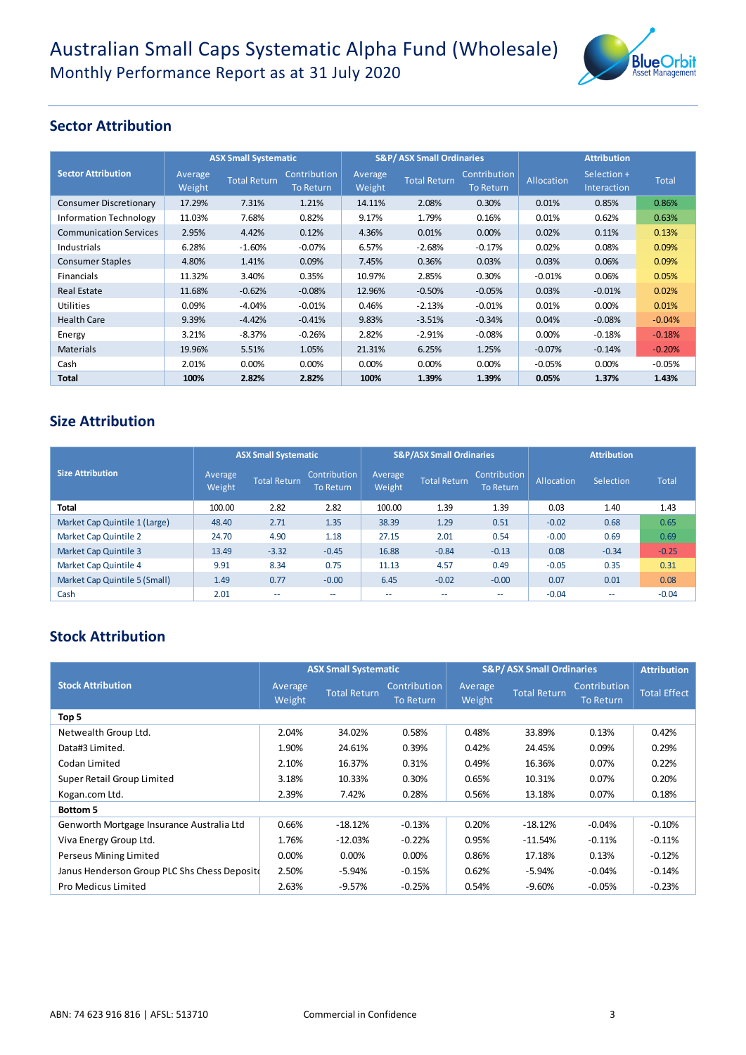# Australian Small Caps Systematic Alpha Fund (Wholesale)

## Monthly Performance Report as at 31 July 2020

## Sector Attribution

| Sector Attribution | ASX Small Systematic | | | S&P/ ASX Small Ordinaries | | | Attribution | | |
|---|---|---|---|---|---|---|---|---|---|
| | Average Weight | Total Return | Contribution To Return | Average Weight | Total Return | Contribution To Return | Allocation | Selection + Interaction | Total |
| Consumer Discretionary | 17.29% | 7.31% | 1.21% | 14.11% | 2.08% | 0.30% | 0.01% | 0.85% | 0.86% |
| Information Technology | 11.03% | 7.68% | 0.82% | 9.17% | 1.79% | 0.16% | 0.01% | 0.62% | 0.63% |
| Communication Services | 2.95% | 4.42% | 0.12% | 4.36% | 0.01% | 0.00% | 0.02% | 0.11% | 0.13% |
| Industrials | 6.28% | -1.60% | -0.07% | 6.57% | -2.68% | -0.17% | 0.02% | 0.08% | 0.09% |
| Consumer Staples | 4.80% | 1.41% | 0.09% | 7.45% | 0.36% | 0.03% | 0.03% | 0.06% | 0.09% |
| Financials | 11.32% | 3.40% | 0.35% | 10.97% | 2.85% | 0.30% | -0.01% | 0.06% | 0.05% |
| Real Estate | 11.68% | -0.62% | -0.08% | 12.96% | -0.50% | -0.05% | 0.03% | -0.01% | 0.02% |
| Utilities | 0.09% | -4.04% | -0.01% | 0.46% | -2.13% | -0.01% | 0.01% | 0.00% | 0.01% |
| Health Care | 9.39% | -4.42% | -0.41% | 9.83% | -3.51% | -0.34% | 0.04% | -0.08% | -0.04% |
| Energy | 3.21% | -8.37% | -0.26% | 2.82% | -2.91% | -0.08% | 0.00% | -0.18% | -0.18% |
| Materials | 19.96% | 5.51% | 1.05% | 21.31% | 6.25% | 1.25% | -0.07% | -0.14% | -0.20% |
| Cash | 2.01% | 0.00% | 0.00% | 0.00% | 0.00% | 0.00% | -0.05% | 0.00% | -0.05% |
| **Total** | **100%** | **2.82%** | **2.82%** | **100%** | **1.39%** | **1.39%** | **0.05%** | **1.37%** | **1.43%** |

## Size Attribution

| Size Attribution | ASX Small Systematic | | | S&P/ASX Small Ordinaries | | | Attribution | | |
|---|---|---|---|---|---|---|---|---|---|
| | Average Weight | Total Return | Contribution To Return | Average Weight | Total Return | Contribution To Return | Allocation | Selection | Total |
| **Total** | 100.00 | 2.82 | 2.82 | 100.00 | 1.39 | 1.39 | 0.03 | 1.40 | 1.43 |
| Market Cap Quintile 1 (Large) | 48.40 | 2.71 | 1.35 | 38.39 | 1.29 | 0.51 | -0.02 | 0.68 | 0.65 |
| Market Cap Quintile 2 | 24.70 | 4.90 | 1.18 | 27.15 | 2.01 | 0.54 | -0.00 | 0.69 | 0.69 |
| Market Cap Quintile 3 | 13.49 | -3.32 | -0.45 | 16.88 | -0.84 | -0.13 | 0.08 | -0.34 | -0.25 |
| Market Cap Quintile 4 | 9.91 | 8.34 | 0.75 | 11.13 | 4.57 | 0.49 | -0.05 | 0.35 | 0.31 |
| Market Cap Quintile 5 (Small) | 1.49 | 0.77 | -0.00 | 6.45 | -0.02 | -0.00 | 0.07 | 0.01 | 0.08 |
| Cash | 2.01 | -- | -- | -- | -- | -- | -0.04 | -- | -0.04 |

## Stock Attribution

| Stock Attribution | ASX Small Systematic | | | S&P/ ASX Small Ordinaries | | | Attribution |
|---|---|---|---|---|---|---|---|
| | Average Weight | Total Return | Contribution To Return | Average Weight | Total Return | Contribution To Return | Total Effect |
| **Top 5** | | | | | | | |
| Netwealth Group Ltd. | 2.04% | 34.02% | 0.58% | 0.48% | 33.89% | 0.13% | 0.42% |
| Data#3 Limited. | 1.90% | 24.61% | 0.39% | 0.42% | 24.45% | 0.09% | 0.29% |
| Codan Limited | 2.10% | 16.37% | 0.31% | 0.49% | 16.36% | 0.07% | 0.22% |
| Super Retail Group Limited | 3.18% | 10.33% | 0.30% | 0.65% | 10.31% | 0.07% | 0.20% |
| Kogan.com Ltd. | 2.39% | 7.42% | 0.28% | 0.56% | 13.18% | 0.07% | 0.18% |
| **Bottom 5** | | | | | | | |
| Genworth Mortgage Insurance Australia Ltd | 0.66% | -18.12% | -0.13% | 0.20% | -18.12% | -0.04% | -0.10% |
| Viva Energy Group Ltd. | 1.76% | -12.03% | -0.22% | 0.95% | -11.54% | -0.11% | -0.11% |
| Perseus Mining Limited | 0.00% | 0.00% | 0.00% | 0.86% | 17.18% | 0.13% | -0.12% |
| Janus Henderson Group PLC Shs Chess Deposito | 2.50% | -5.94% | -0.15% | 0.62% | -5.94% | -0.04% | -0.14% |
| Pro Medicus Limited | 2.63% | -9.57% | -0.25% | 0.54% | -9.60% | -0.05% | -0.23% |

ABN: 74 623 916 816 | AFSL: 513710 Commercial in Confidence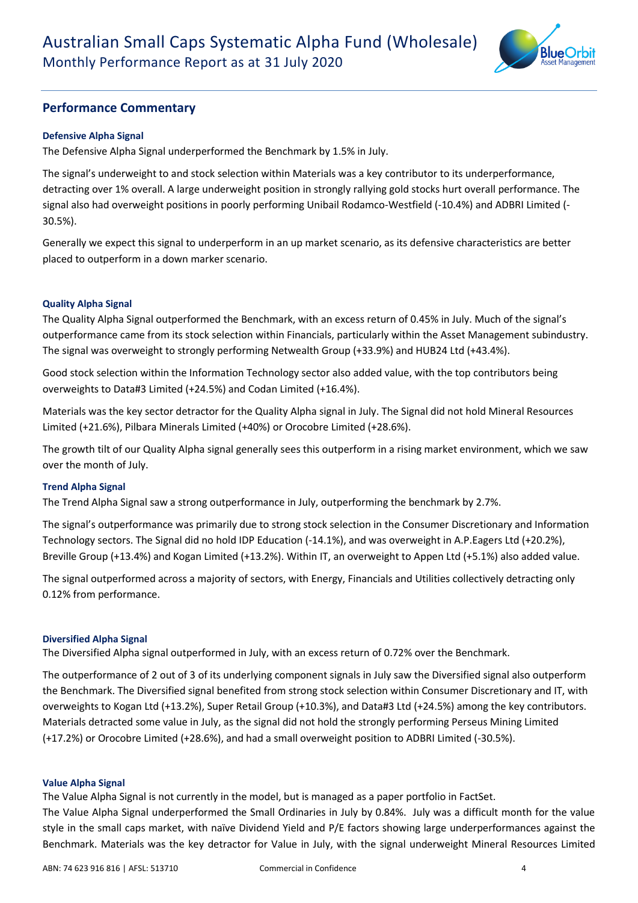## Performance Commentary

### Defensive Alpha Signal

The Defensive Alpha Signal underperformed the Benchmark by 1.5% in July.

The signal's underweight to and stock selection within Materials was a key contributor to its underperformance, detracting over 1% overall. A large underweight position in strongly rallying gold stocks hurt overall performance. The signal also had overweight positions in poorly performing Unibail Rodamco-Westfield (-10.4%) and ADBRI Limited (-30.5%).

Generally we expect this signal to underperform in an up market scenario, as its defensive characteristics are better placed to outperform in a down marker scenario.

### Quality Alpha Signal

The Quality Alpha Signal outperformed the Benchmark, with an excess return of 0.45% in July. Much of the signal's outperformance came from its stock selection within Financials, particularly within the Asset Management subindustry. The signal was overweight to strongly performing Netwealth Group (+33.9%) and HUB24 Ltd (+43.4%).

Good stock selection within the Information Technology sector also added value, with the top contributors being overweights to Data#3 Limited (+24.5%) and Codan Limited (+16.4%).

Materials was the key sector detractor for the Quality Alpha signal in July. The Signal did not hold Mineral Resources Limited (+21.6%), Pilbara Minerals Limited (+40%) or Orocobre Limited (+28.6%).

The growth tilt of our Quality Alpha signal generally sees this outperform in a rising market environment, which we saw over the month of July.

### Trend Alpha Signal

The Trend Alpha Signal saw a strong outperformance in July, outperforming the benchmark by 2.7%.

The signal's outperformance was primarily due to strong stock selection in the Consumer Discretionary and Information Technology sectors. The Signal did no hold IDP Education (-14.1%), and was overweight in A.P.Eagers Ltd (+20.2%), Breville Group (+13.4%) and Kogan Limited (+13.2%). Within IT, an overweight to Appen Ltd (+5.1%) also added value.

The signal outperformed across a majority of sectors, with Energy, Financials and Utilities collectively detracting only 0.12% from performance.

### Diversified Alpha Signal

The Diversified Alpha signal outperformed in July, with an excess return of 0.72% over the Benchmark.

The outperformance of 2 out of 3 of its underlying component signals in July saw the Diversified signal also outperform the Benchmark. The Diversified signal benefited from strong stock selection within Consumer Discretionary and IT, with overweights to Kogan Ltd (+13.2%), Super Retail Group (+10.3%), and Data#3 Ltd (+24.5%) among the key contributors. Materials detracted some value in July, as the signal did not hold the strongly performing Perseus Mining Limited (+17.2%) or Orocobre Limited (+28.6%), and had a small overweight position to ADBRI Limited (-30.5%).

### Value Alpha Signal

The Value Alpha Signal is not currently in the model, but is managed as a paper portfolio in FactSet.

The Value Alpha Signal underperformed the Small Ordinaries in July by 0.84%. July was a difficult month for the value style in the small caps market, with naïve Dividend Yield and P/E factors showing large underperformances against the Benchmark. Materials was the key detractor for Value in July, with the signal underweight Mineral Resources Limited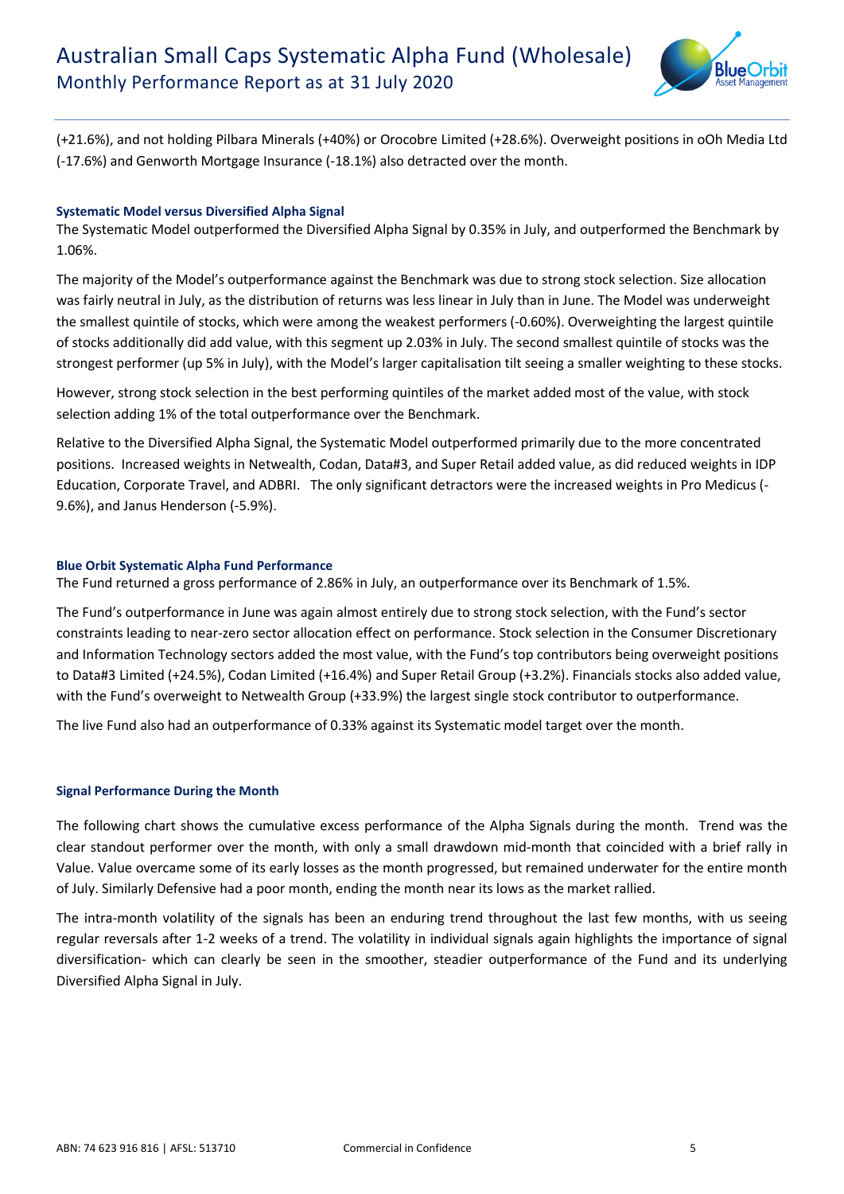(+21.6%), and not holding Pilbara Minerals (+40%) or Orocobre Limited (+28.6%). Overweight positions in oOh Media Ltd (-17.6%) and Genworth Mortgage Insurance (-18.1%) also detracted over the month.

#### Systematic Model versus Diversified Alpha Signal

The Systematic Model outperformed the Diversified Alpha Signal by 0.35% in July, and outperformed the Benchmark by 1.06%.

The majority of the Model's outperformance against the Benchmark was due to strong stock selection. Size allocation was fairly neutral in July, as the distribution of returns was less linear in July than in June. The Model was underweight the smallest quintile of stocks, which were among the weakest performers (-0.60%). Overweighting the largest quintile of stocks additionally did add value, with this segment up 2.03% in July. The second smallest quintile of stocks was the strongest performer (up 5% in July), with the Model's larger capitalisation tilt seeing a smaller weighting to these stocks.

However, strong stock selection in the best performing quintiles of the market added most of the value, with stock selection adding 1% of the total outperformance over the Benchmark.

Relative to the Diversified Alpha Signal, the Systematic Model outperformed primarily due to the more concentrated positions. Increased weights in Netwealth, Codan, Data#3, and Super Retail added value, as did reduced weights in IDP Education, Corporate Travel, and ADBRI. The only significant detractors were the increased weights in Pro Medicus (-9.6%), and Janus Henderson (-5.9%).

#### Blue Orbit Systematic Alpha Fund Performance

The Fund returned a gross performance of 2.86% in July, an outperformance over its Benchmark of 1.5%.

The Fund's outperformance in June was again almost entirely due to strong stock selection, with the Fund's sector constraints leading to near-zero sector allocation effect on performance. Stock selection in the Consumer Discretionary and Information Technology sectors added the most value, with the Fund's top contributors being overweight positions to Data#3 Limited (+24.5%), Codan Limited (+16.4%) and Super Retail Group (+3.2%). Financials stocks also added value, with the Fund's overweight to Netwealth Group (+33.9%) the largest single stock contributor to outperformance.

The live Fund also had an outperformance of 0.33% against its Systematic model target over the month.

#### Signal Performance During the Month

The following chart shows the cumulative excess performance of the Alpha Signals during the month. Trend was the clear standout performer over the month, with only a small drawdown mid-month that coincided with a brief rally in Value. Value overcame some of its early losses as the month progressed, but remained underwater for the entire month of July. Similarly Defensive had a poor month, ending the month near its lows as the market rallied.

The intra-month volatility of the signals has been an enduring trend throughout the last few months, with us seeing regular reversals after 1-2 weeks of a trend. The volatility in individual signals again highlights the importance of signal diversification- which can clearly be seen in the smoother, steadier outperformance of the Fund and its underlying Diversified Alpha Signal in July.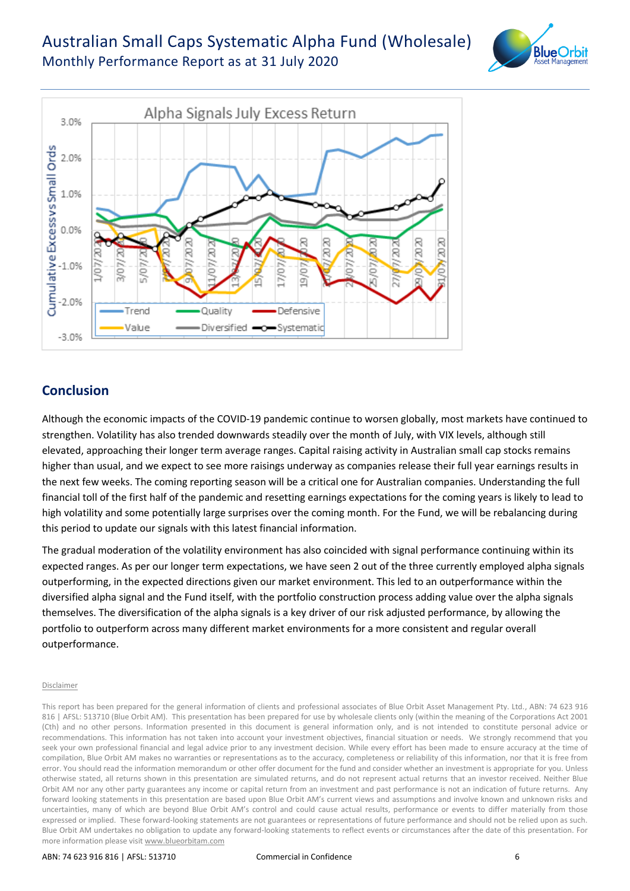# Australian Small Caps Systematic Alpha Fund (Wholesale)

Monthly Performance Report as at 31 July 2020

Alpha Signals July Excess Return

3.0%
2.0%
1.0%
0.0%
-1.0%
-2.0%
-3.0%

Cumulative Excess vs Small Ords

1/07/2020
3/07/2020
5/07/2020
7/07/2020
9/07/2020
11/07/2020
13/07/2020
15/07/2020
17/07/2020
19/07/2020
21/07/2020
23/07/2020
25/07/2020
27/07/2020
29/07/2020
31/07/2020

Trend
Quality
Defensive
Value
Diversified
Systematic

## Conclusion

Although the economic impacts of the COVID-19 pandemic continue to worsen globally, most markets have continued to strengthen. Volatility has also trended downwards steadily over the month of July, with VIX levels, although still elevated, approaching their longer term average ranges. Capital raising activity in Australian small cap stocks remains higher than usual, and we expect to see more raisings underway as companies release their full year earnings results in the next few weeks. The coming reporting season will be a critical one for Australian companies. Understanding the full financial toll of the first half of the pandemic and resetting earnings expectations for the coming years is likely to lead to high volatility and some potentially large surprises over the coming month. For the Fund, we will be rebalancing during this period to update our signals with this latest financial information.

The gradual moderation of the volatility environment has also coincided with signal performance continuing within its expected ranges. As per our longer term expectations, we have seen 2 out of the three currently employed alpha signals outperforming, in the expected directions given our market environment. This led to an outperformance within the diversified alpha signal and the Fund itself, with the portfolio construction process adding value over the alpha signals themselves. The diversification of the alpha signals is a key driver of our risk adjusted performance, by allowing the portfolio to outperform across many different market environments for a more consistent and regular overall outperformance.

Disclaimer

This report has been prepared for the general information of clients and professional associates of Blue Orbit Asset Management Pty. Ltd., ABN: 74 623 916 816 | AFSL: 513710 (Blue Orbit AM). This presentation has been prepared for use by wholesale clients only (within the meaning of the Corporations Act 2001 (Cth) and no other persons. Information presented in this document is general information only, and is not intended to constitute personal advice or recommendations. This information has not taken into account your investment objectives, financial situation or needs. We strongly recommend that you seek your own professional financial and legal advice prior to any investment decision. While every effort has been made to ensure accuracy at the time of compilation, Blue Orbit AM makes no warranties or representations as to the accuracy, completeness or reliability of this information, nor that it is free from error. You should read the information memorandum or other offer document for the fund and consider whether an investment is appropriate for you. Unless otherwise stated, all returns shown in this presentation are simulated returns, and do not represent actual returns that an investor received. Neither Blue Orbit AM nor any other party guarantees any income or capital return from an investment and past performance is not an indication of future returns. Any forward looking statements in this presentation are based upon Blue Orbit AM's current views and assumptions and involve known and unknown risks and uncertainties, many of which are beyond Blue Orbit AM's control and could cause actual results, performance or events to differ materially from those expressed or implied. These forward-looking statements are not guarantees or representations of future performance and should not be relied upon as such. Blue Orbit AM undertakes no obligation to update any forward-looking statements to reflect events or circumstances after the date of this presentation. For more information please visit www.blueorbitam.com

ABN: 74 623 916 816 | AFSL: 513710 Commercial in Confidence